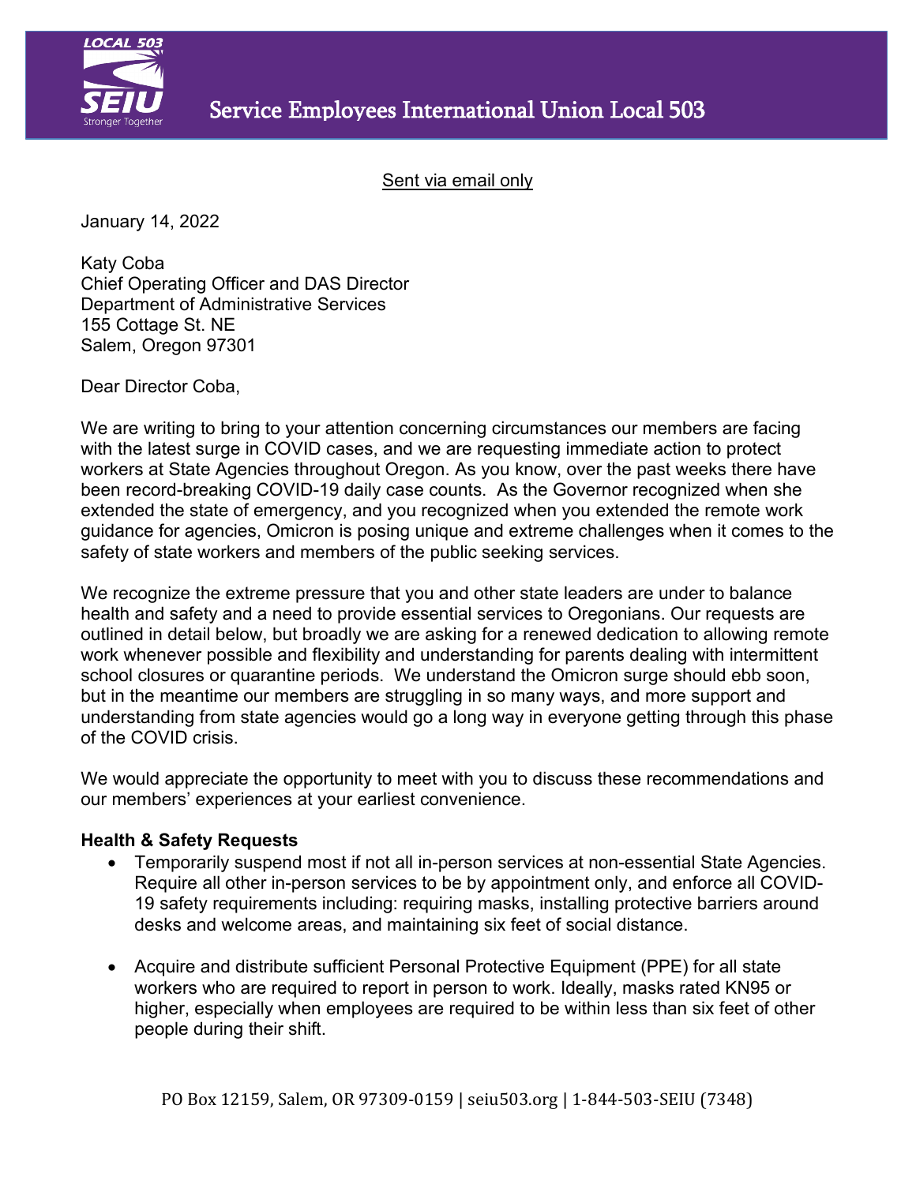# Service Employees International Union Local 503

Sent via email only

January 14, 2022

Katy Coba
Chief Operating Officer and DAS Director
Department of Administrative Services
155 Cottage St. NE
Salem, Oregon 97301

Dear Director Coba,

We are writing to bring to your attention concerning circumstances our members are facing with the latest surge in COVID cases, and we are requesting immediate action to protect workers at State Agencies throughout Oregon. As you know, over the past weeks there have been record-breaking COVID-19 daily case counts. As the Governor recognized when she extended the state of emergency, and you recognized when you extended the remote work guidance for agencies, Omicron is posing unique and extreme challenges when it comes to the safety of state workers and members of the public seeking services.

We recognize the extreme pressure that you and other state leaders are under to balance health and safety and a need to provide essential services to Oregonians. Our requests are outlined in detail below, but broadly we are asking for a renewed dedication to allowing remote work whenever possible and flexibility and understanding for parents dealing with intermittent school closures or quarantine periods. We understand the Omicron surge should ebb soon, but in the meantime our members are struggling in so many ways, and more support and understanding from state agencies would go a long way in everyone getting through this phase of the COVID crisis.

We would appreciate the opportunity to meet with you to discuss these recommendations and our members' experiences at your earliest convenience.

**Health & Safety Requests**

- Temporarily suspend most if not all in-person services at non-essential State Agencies. Require all other in-person services to be by appointment only, and enforce all COVID-19 safety requirements including: requiring masks, installing protective barriers around desks and welcome areas, and maintaining six feet of social distance.
- Acquire and distribute sufficient Personal Protective Equipment (PPE) for all state workers who are required to report in person to work. Ideally, masks rated KN95 or higher, especially when employees are required to be within less than six feet of other people during their shift.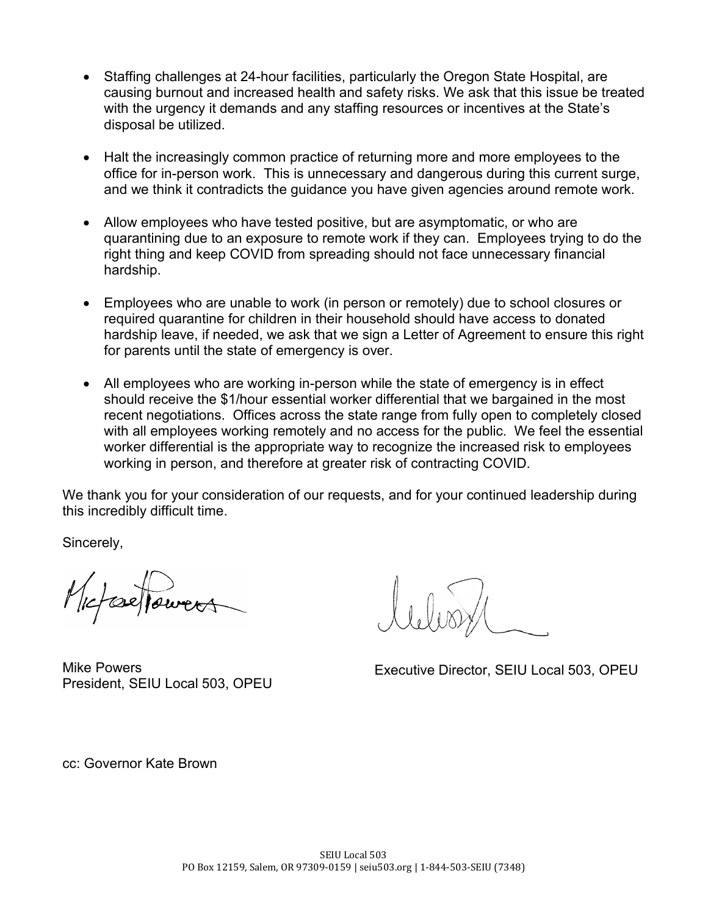- Staffing challenges at 24-hour facilities, particularly the Oregon State Hospital, are causing burnout and increased health and safety risks. We ask that this issue be treated with the urgency it demands and any staffing resources or incentives at the State's disposal be utilized.

- Halt the increasingly common practice of returning more and more employees to the office for in-person work. This is unnecessary and dangerous during this current surge, and we think it contradicts the guidance you have given agencies around remote work.

- Allow employees who have tested positive, but are asymptomatic, or who are quarantining due to an exposure to remote work if they can. Employees trying to do the right thing and keep COVID from spreading should not face unnecessary financial hardship.

- Employees who are unable to work (in person or remotely) due to school closures or required quarantine for children in their household should have access to donated hardship leave, if needed, we ask that we sign a Letter of Agreement to ensure this right for parents until the state of emergency is over.

- All employees who are working in-person while the state of emergency is in effect should receive the $1/hour essential worker differential that we bargained in the most recent negotiations. Offices across the state range from fully open to completely closed with all employees working remotely and no access for the public. We feel the essential worker differential is the appropriate way to recognize the increased risk to employees working in person, and therefore at greater risk of contracting COVID.

We thank you for your consideration of our requests, and for your continued leadership during this incredibly difficult time.

Sincerely,

Mike Powers
President, SEIU Local 503, OPEU

Executive Director, SEIU Local 503, OPEU

cc: Governor Kate Brown

SEIU Local 503
PO Box 12159, Salem, OR 97309-0159 | seiu503.org | 1-844-503-SEIU (7348)